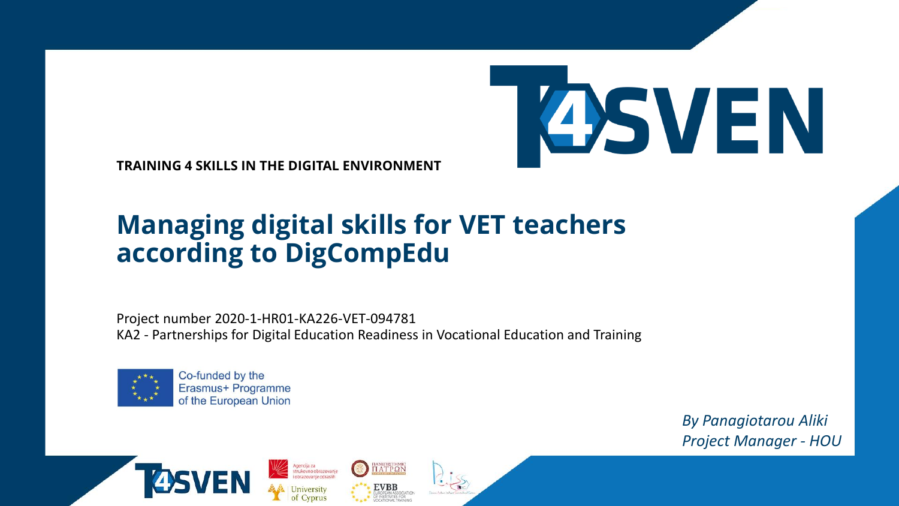**TRAINING 4 SKILLS IN THE DIGITAL ENVIRONMENT**

# Managing digital skills for VET teachers according to DigCompEdu

Project number 2020-1-HR01-KA226-VET-094781
KA2 - Partnerships for Digital Education Readiness in Vocational Education and Training

Co-funded by the Erasmus+ Programme of the European Union

*By Panagiotarou Aliki*
*Project Manager - HOU*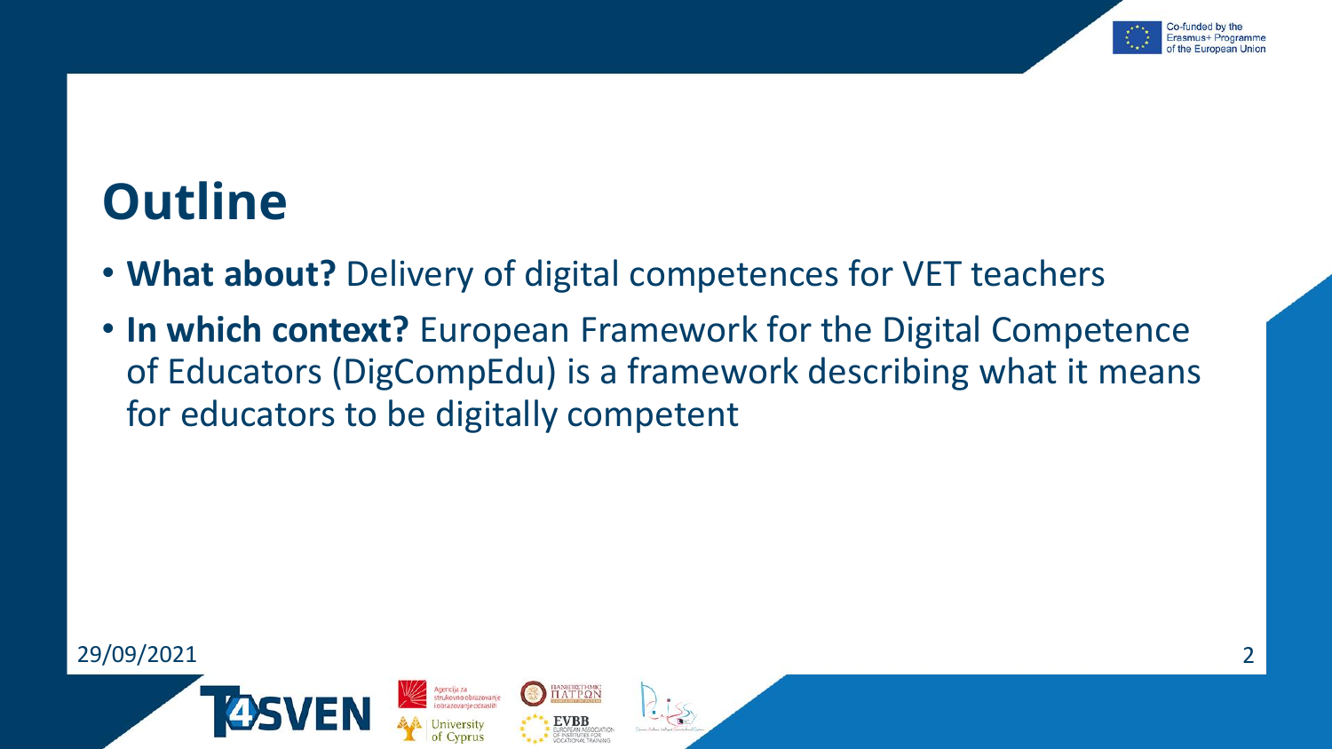# Outline

- **What about?** Delivery of digital competences for VET teachers
- **In which context?** European Framework for the Digital Competence of Educators (DigCompEdu) is a framework describing what it means for educators to be digitally competent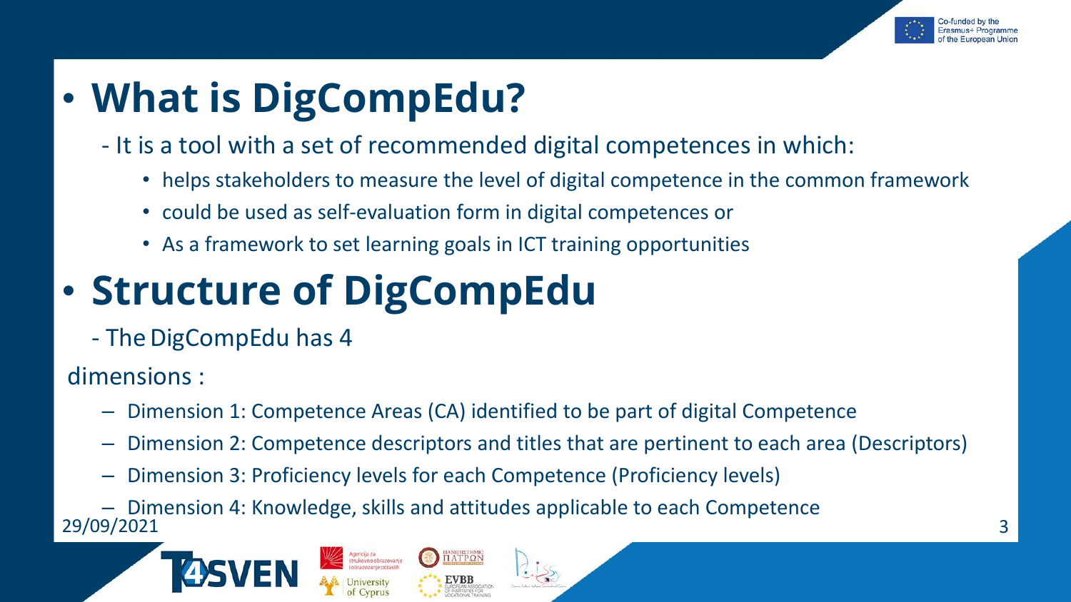# What is DigCompEdu?

- It is a tool with a set of recommended digital competences in which:
  - helps stakeholders to measure the level of digital competence in the common framework
  - could be used as self-evaluation form in digital competences or
  - As a framework to set learning goals in ICT training opportunities

# Structure of DigCompEdu

- The DigCompEdu has 4 dimensions :
  - Dimension 1: Competence Areas (CA) identified to be part of digital Competence
  - Dimension 2: Competence descriptors and titles that are pertinent to each area (Descriptors)
  - Dimension 3: Proficiency levels for each Competence (Proficiency levels)
  - Dimension 4: Knowledge, skills and attitudes applicable to each Competence

29/09/2021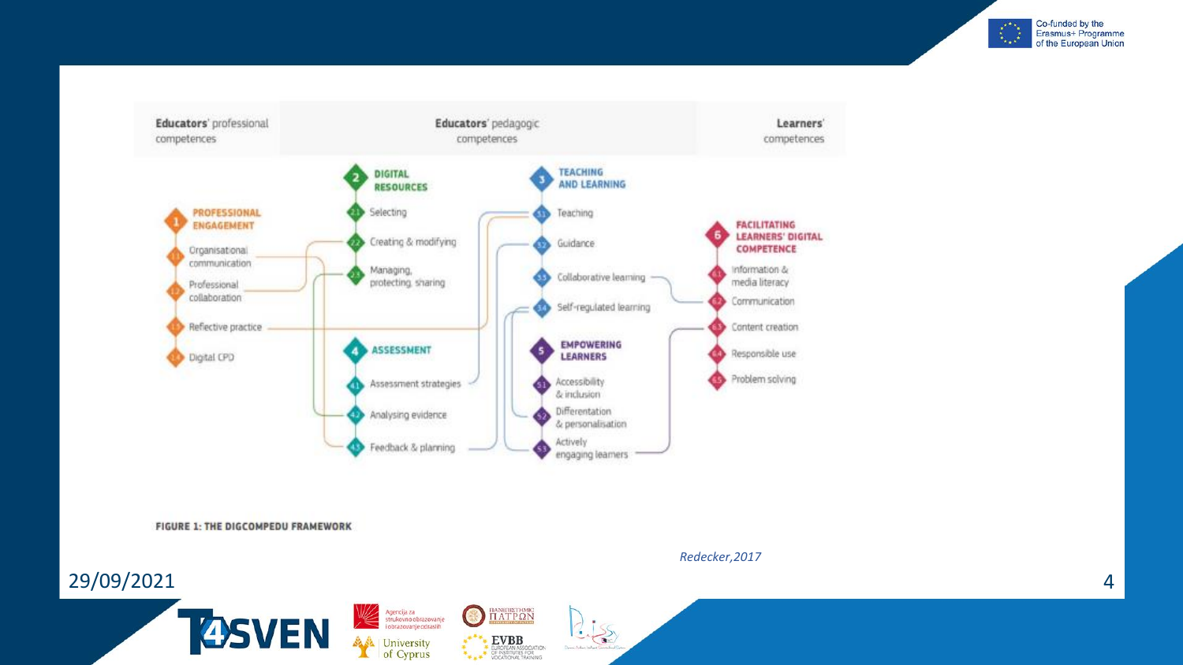**Educators' professional competences** | **Educators' pedagogic competences** | **Learners' competences**

**1 PROFESSIONAL ENGAGEMENT**

- 1.1 Organisational communication
- 1.2 Professional collaboration
- 1.3 Reflective practice
- 1.4 Digital CPD

**2 DIGITAL RESOURCES**

- 2.1 Selecting
- 2.2 Creating & modifying
- 2.3 Managing, protecting, sharing

**3 TEACHING AND LEARNING**

- 3.1 Teaching
- 3.2 Guidance
- 3.3 Collaborative learning
- 3.4 Self-regulated learning

**4 ASSESSMENT**

- 4.1 Assessment strategies
- 4.2 Analysing evidence
- 4.3 Feedback & planning

**5 EMPOWERING LEARNERS**

- 5.1 Accessibility & inclusion
- 5.2 Differentiation & personalisation
- 5.3 Actively engaging learners

**6 FACILITATING LEARNERS' DIGITAL COMPETENCE**

- 6.1 Information & media literacy
- 6.2 Communication
- 6.3 Content creation
- 6.4 Responsible use
- 6.5 Problem solving

FIGURE 1: THE DIGCOMPEDU FRAMEWORK

*Redecker,2017*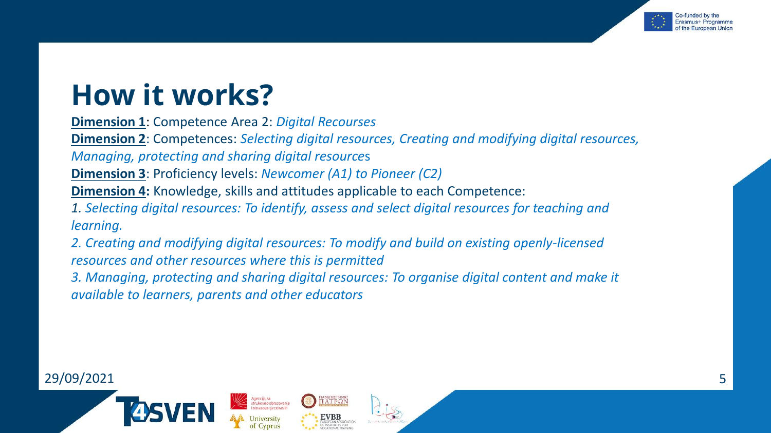# How it works?

**Dimension 1**: Competence Area 2: *Digital Recourses*

**Dimension 2**: Competences: *Selecting digital resources, Creating and modifying digital resources, Managing, protecting and sharing digital resource*s

**Dimension 3**: Proficiency levels: *Newcomer (A1) to Pioneer (C2)*

**Dimension 4:** Knowledge, skills and attitudes applicable to each Competence:

*1. Selecting digital resources: To identify, assess and select digital resources for teaching and learning.*

*2. Creating and modifying digital resources: To modify and build on existing openly-licensed resources and other resources where this is permitted*

*3. Managing, protecting and sharing digital resources: To organise digital content and make it available to learners, parents and other educators*

29/09/2021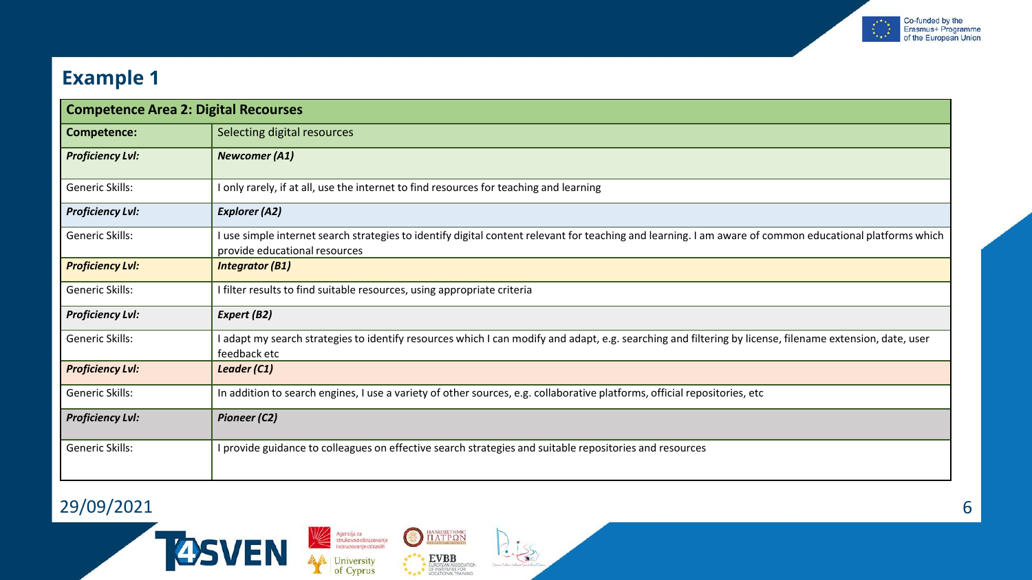## Example 1

| Competence Area 2: Digital Recourses | |
|---|---|
| **Competence:** | Selecting digital resources |
| ***Proficiency Lvl:*** | ***Newcomer (A1)*** |
| Generic Skills: | I only rarely, if at all, use the internet to find resources for teaching and learning |
| ***Proficiency Lvl:*** | ***Explorer (A2)*** |
| Generic Skills: | I use simple internet search strategies to identify digital content relevant for teaching and learning. I am aware of common educational platforms which provide educational resources |
| ***Proficiency Lvl:*** | ***Integrator (B1)*** |
| Generic Skills: | I filter results to find suitable resources, using appropriate criteria |
| ***Proficiency Lvl:*** | ***Expert (B2)*** |
| Generic Skills: | I adapt my search strategies to identify resources which I can modify and adapt, e.g. searching and filtering by license, filename extension, date, user feedback etc |
| ***Proficiency Lvl:*** | ***Leader (C1)*** |
| Generic Skills: | In addition to search engines, I use a variety of other sources, e.g. collaborative platforms, official repositories, etc |
| ***Proficiency Lvl:*** | ***Pioneer (C2)*** |
| Generic Skills: | I provide guidance to colleagues on effective search strategies and suitable repositories and resources |

29/09/2021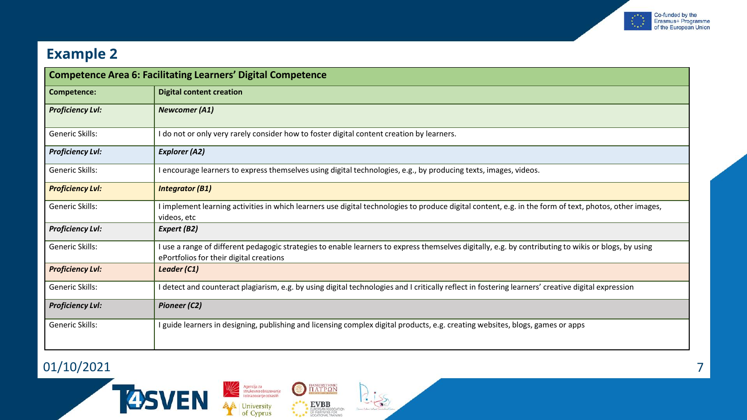## Example 2

| Competence Area 6: Facilitating Learners' Digital Competence | |
|---|---|
| **Competence:** | **Digital content creation** |
| ***Proficiency Lvl:*** | ***Newcomer (A1)*** |
| Generic Skills: | I do not or only very rarely consider how to foster digital content creation by learners. |
| ***Proficiency Lvl:*** | ***Explorer (A2)*** |
| Generic Skills: | I encourage learners to express themselves using digital technologies, e.g., by producing texts, images, videos. |
| ***Proficiency Lvl:*** | ***Integrator (B1)*** |
| Generic Skills: | I implement learning activities in which learners use digital technologies to produce digital content, e.g. in the form of text, photos, other images, videos, etc |
| ***Proficiency Lvl:*** | ***Expert (B2)*** |
| Generic Skills: | I use a range of different pedagogic strategies to enable learners to express themselves digitally, e.g. by contributing to wikis or blogs, by using ePortfolios for their digital creations |
| ***Proficiency Lvl:*** | ***Leader (C1)*** |
| Generic Skills: | I detect and counteract plagiarism, e.g. by using digital technologies and I critically reflect in fostering learners' creative digital expression |
| ***Proficiency Lvl:*** | ***Pioneer (C2)*** |
| Generic Skills: | I guide learners in designing, publishing and licensing complex digital products, e.g. creating websites, blogs, games or apps |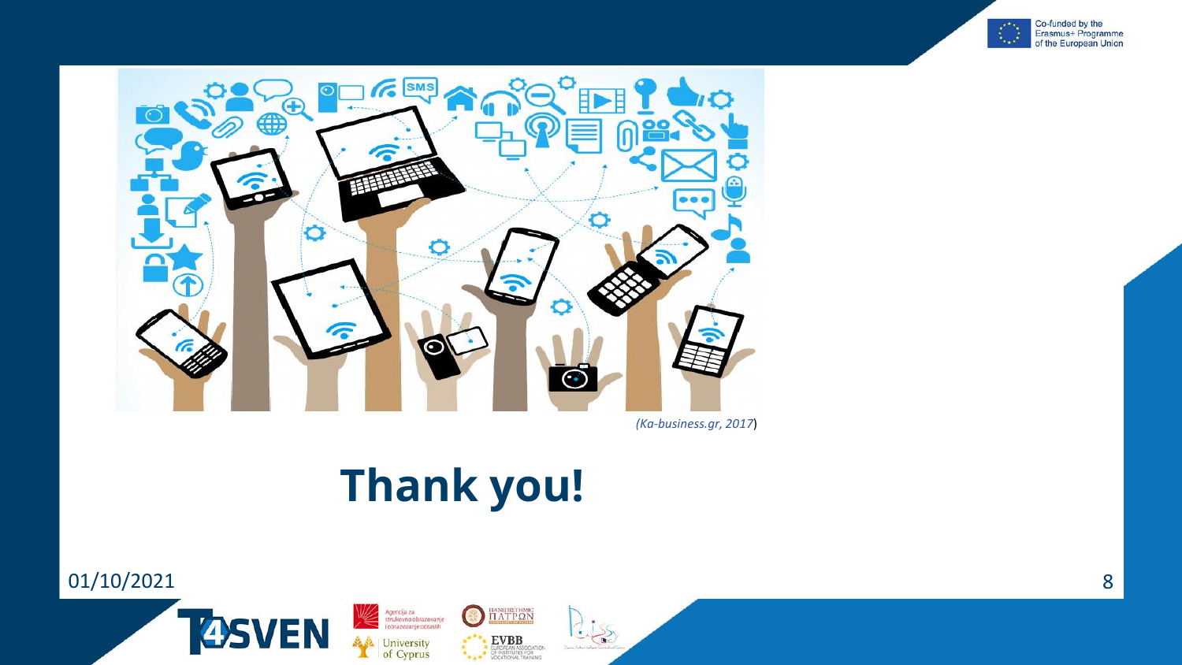*(Ka-business.gr, 2017)*

# Thank you!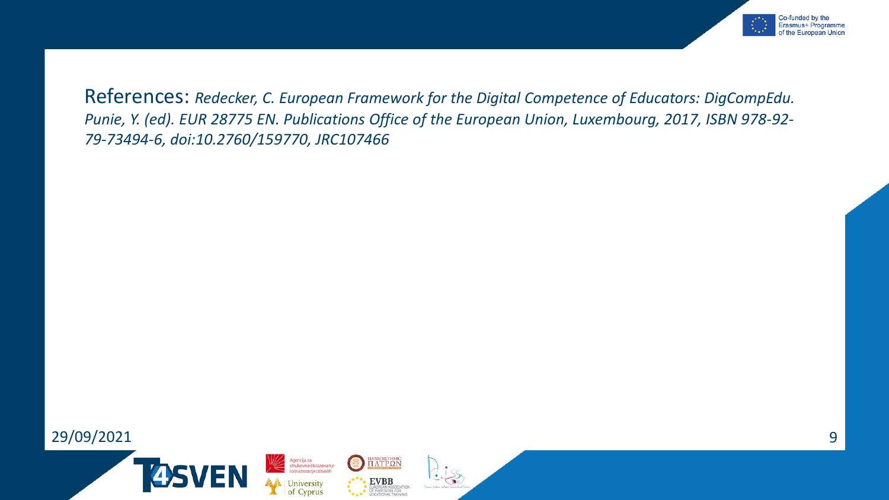References: *Redecker, C. European Framework for the Digital Competence of Educators: DigCompEdu. Punie, Y. (ed). EUR 28775 EN. Publications Office of the European Union, Luxembourg, 2017, ISBN 978-92-79-73494-6, doi:10.2760/159770, JRC107466*